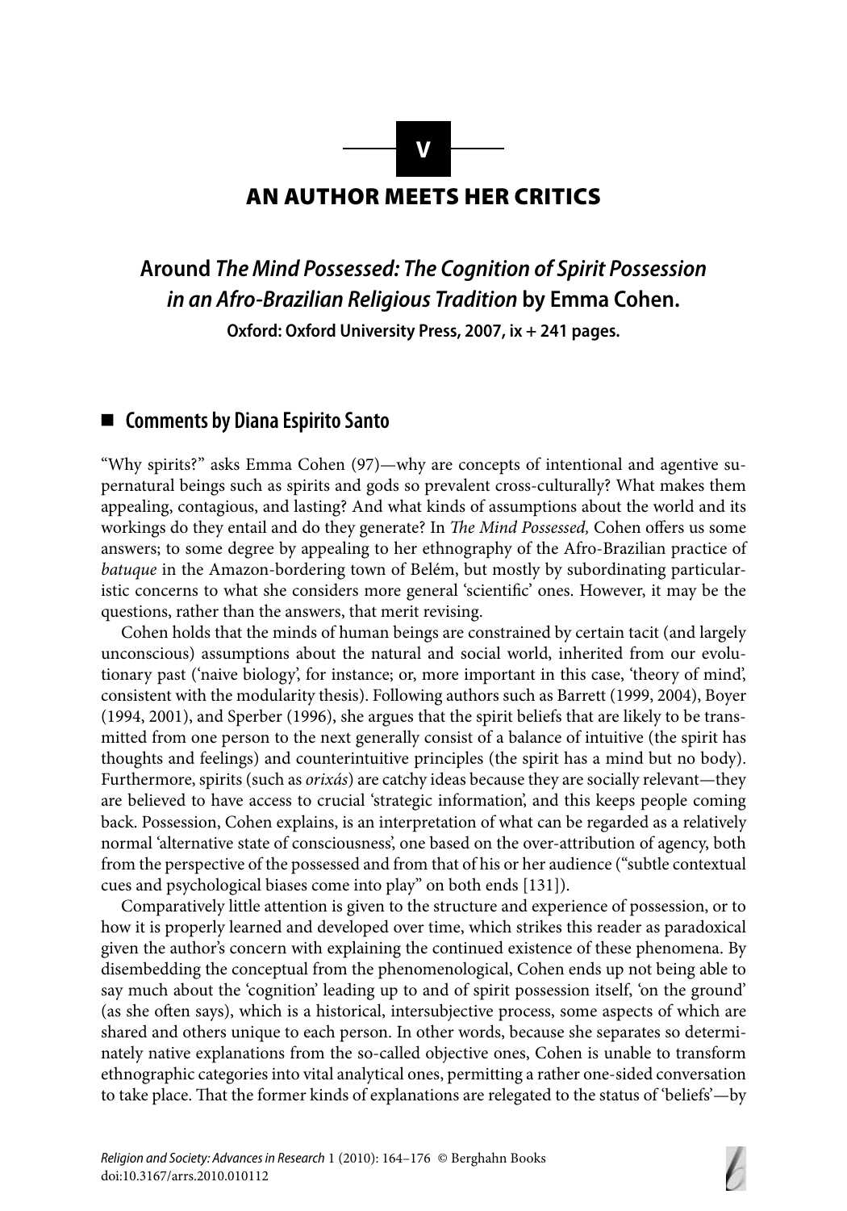# V

# AN AUTHOR MEETS HER CRITICS

## Around *The Mind Possessed: The Cognition of Spirit Possession in an Afro-Brazilian Religious Tradition* by Emma Cohen.

**Oxford: Oxford University Press, 2007, ix + 241 pages.**

### ■ Comments by Diana Espirito Santo

"Why spirits?" asks Emma Cohen (97)—why are concepts of intentional and agentive supernatural beings such as spirits and gods so prevalent cross-culturally? What makes them appealing, contagious, and lasting? And what kinds of assumptions about the world and its workings do they entail and do they generate? In *The Mind Possessed,* Cohen offers us some answers; to some degree by appealing to her ethnography of the Afro-Brazilian practice of *batuque* in the Amazon-bordering town of Belém, but mostly by subordinating particularistic concerns to what she considers more general 'scientific' ones. However, it may be the questions, rather than the answers, that merit revising.

Cohen holds that the minds of human beings are constrained by certain tacit (and largely unconscious) assumptions about the natural and social world, inherited from our evolutionary past ('naive biology', for instance; or, more important in this case, 'theory of mind', consistent with the modularity thesis). Following authors such as Barrett (1999, 2004), Boyer (1994, 2001), and Sperber (1996), she argues that the spirit beliefs that are likely to be transmitted from one person to the next generally consist of a balance of intuitive (the spirit has thoughts and feelings) and counterintuitive principles (the spirit has a mind but no body). Furthermore, spirits (such as *orixás*) are catchy ideas because they are socially relevant—they are believed to have access to crucial 'strategic information', and this keeps people coming back. Possession, Cohen explains, is an interpretation of what can be regarded as a relatively normal 'alternative state of consciousness', one based on the over-attribution of agency, both from the perspective of the possessed and from that of his or her audience ("subtle contextual cues and psychological biases come into play" on both ends [131]).

Comparatively little attention is given to the structure and experience of possession, or to how it is properly learned and developed over time, which strikes this reader as paradoxical given the author's concern with explaining the continued existence of these phenomena. By disembedding the conceptual from the phenomenological, Cohen ends up not being able to say much about the 'cognition' leading up to and of spirit possession itself, 'on the ground' (as she often says), which is a historical, intersubjective process, some aspects of which are shared and others unique to each person. In other words, because she separates so determinately native explanations from the so-called objective ones, Cohen is unable to transform ethnographic categories into vital analytical ones, permitting a rather one-sided conversation to take place. That the former kinds of explanations are relegated to the status of 'beliefs'—by

*Religion and Society: Advances in Research* 1 (2010): 164–176 © Berghahn Books
doi:10.3167/arrs.2010.010112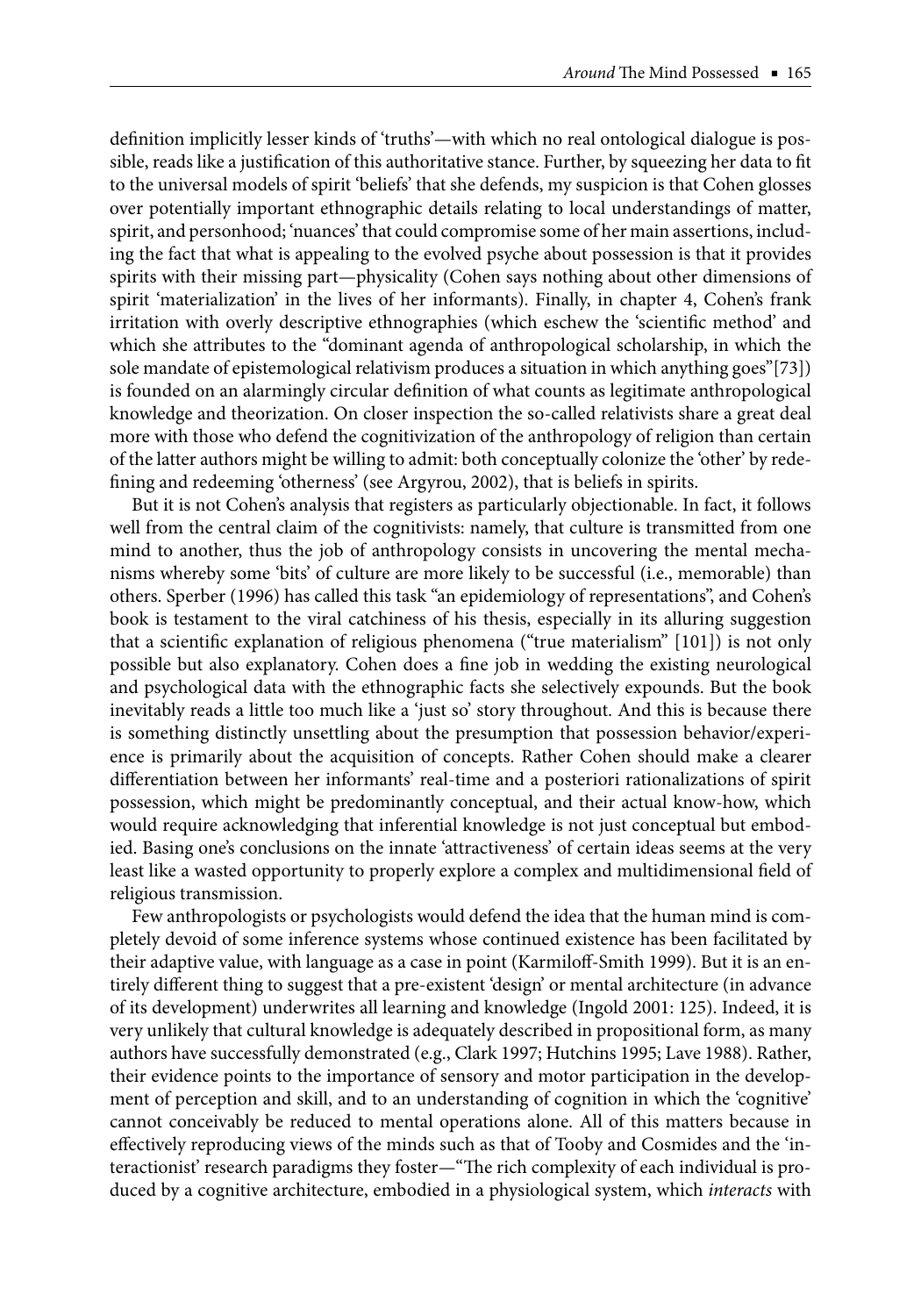definition implicitly lesser kinds of 'truths'—with which no real ontological dialogue is possible, reads like a justification of this authoritative stance. Further, by squeezing her data to fit to the universal models of spirit 'beliefs' that she defends, my suspicion is that Cohen glosses over potentially important ethnographic details relating to local understandings of matter, spirit, and personhood; 'nuances' that could compromise some of her main assertions, including the fact that what is appealing to the evolved psyche about possession is that it provides spirits with their missing part—physicality (Cohen says nothing about other dimensions of spirit 'materialization' in the lives of her informants). Finally, in chapter 4, Cohen's frank irritation with overly descriptive ethnographies (which eschew the 'scientific method' and which she attributes to the "dominant agenda of anthropological scholarship, in which the sole mandate of epistemological relativism produces a situation in which anything goes"[73]) is founded on an alarmingly circular definition of what counts as legitimate anthropological knowledge and theorization. On closer inspection the so-called relativists share a great deal more with those who defend the cognitivization of the anthropology of religion than certain of the latter authors might be willing to admit: both conceptually colonize the 'other' by redefining and redeeming 'otherness' (see Argyrou, 2002), that is beliefs in spirits.

But it is not Cohen's analysis that registers as particularly objectionable. In fact, it follows well from the central claim of the cognitivists: namely, that culture is transmitted from one mind to another, thus the job of anthropology consists in uncovering the mental mechanisms whereby some 'bits' of culture are more likely to be successful (i.e., memorable) than others. Sperber (1996) has called this task "an epidemiology of representations", and Cohen's book is testament to the viral catchiness of his thesis, especially in its alluring suggestion that a scientific explanation of religious phenomena ("true materialism" [101]) is not only possible but also explanatory. Cohen does a fine job in wedding the existing neurological and psychological data with the ethnographic facts she selectively expounds. But the book inevitably reads a little too much like a 'just so' story throughout. And this is because there is something distinctly unsettling about the presumption that possession behavior/experience is primarily about the acquisition of concepts. Rather Cohen should make a clearer differentiation between her informants' real-time and a posteriori rationalizations of spirit possession, which might be predominantly conceptual, and their actual know-how, which would require acknowledging that inferential knowledge is not just conceptual but embodied. Basing one's conclusions on the innate 'attractiveness' of certain ideas seems at the very least like a wasted opportunity to properly explore a complex and multidimensional field of religious transmission.

Few anthropologists or psychologists would defend the idea that the human mind is completely devoid of some inference systems whose continued existence has been facilitated by their adaptive value, with language as a case in point (Karmiloff-Smith 1999). But it is an entirely different thing to suggest that a pre-existent 'design' or mental architecture (in advance of its development) underwrites all learning and knowledge (Ingold 2001: 125). Indeed, it is very unlikely that cultural knowledge is adequately described in propositional form, as many authors have successfully demonstrated (e.g., Clark 1997; Hutchins 1995; Lave 1988). Rather, their evidence points to the importance of sensory and motor participation in the development of perception and skill, and to an understanding of cognition in which the 'cognitive' cannot conceivably be reduced to mental operations alone. All of this matters because in effectively reproducing views of the minds such as that of Tooby and Cosmides and the 'interactionist' research paradigms they foster—"The rich complexity of each individual is produced by a cognitive architecture, embodied in a physiological system, which *interacts* with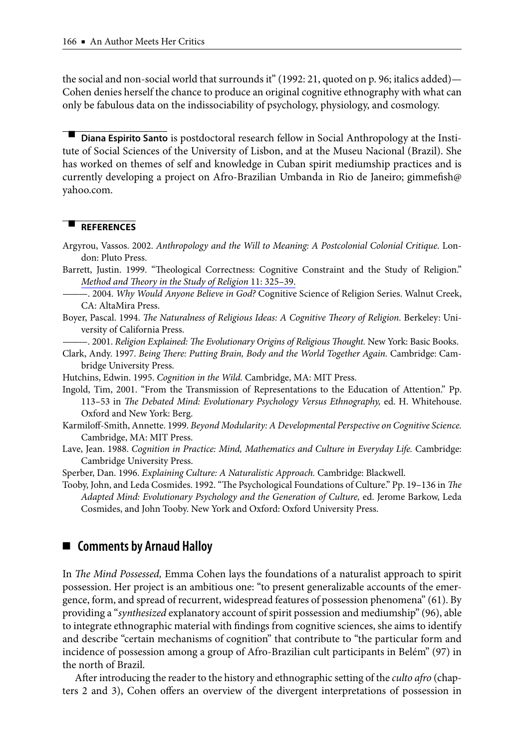the social and non-social world that surrounds it" (1992: 21, quoted on p. 96; italics added)—Cohen denies herself the chance to produce an original cognitive ethnography with what can only be fabulous data on the indissociability of psychology, physiology, and cosmology.

**Diana Espirito Santo** is postdoctoral research fellow in Social Anthropology at the Institute of Social Sciences of the University of Lisbon, and at the Museu Nacional (Brazil). She has worked on themes of self and knowledge in Cuban spirit mediumship practices and is currently developing a project on Afro-Brazilian Umbanda in Rio de Janeiro; gimmefish@yahoo.com.

## REFERENCES

Argyrou, Vassos. 2002. *Anthropology and the Will to Meaning: A Postcolonial Colonial Critique.* London: Pluto Press.

Barrett, Justin. 1999. "Theological Correctness: Cognitive Constraint and the Study of Religion." *Method and Theory in the Study of Religion* 11: 325–39.

———. 2004. *Why Would Anyone Believe in God?* Cognitive Science of Religion Series. Walnut Creek, CA: AltaMira Press.

Boyer, Pascal. 1994. *The Naturalness of Religious Ideas: A Cognitive Theory of Religion.* Berkeley: University of California Press.

———. 2001. *Religion Explained: The Evolutionary Origins of Religious Thought.* New York: Basic Books.

Clark, Andy. 1997. *Being There: Putting Brain, Body and the World Together Again.* Cambridge: Cambridge University Press.

Hutchins, Edwin. 1995. *Cognition in the Wild.* Cambridge, MA: MIT Press.

Ingold, Tim, 2001. "From the Transmission of Representations to the Education of Attention." Pp. 113–53 in *The Debated Mind: Evolutionary Psychology Versus Ethnography,* ed. H. Whitehouse. Oxford and New York: Berg.

Karmiloff-Smith, Annette. 1999. *Beyond Modularity: A Developmental Perspective on Cognitive Science.* Cambridge, MA: MIT Press.

Lave, Jean. 1988. *Cognition in Practice: Mind, Mathematics and Culture in Everyday Life.* Cambridge: Cambridge University Press.

Sperber, Dan. 1996. *Explaining Culture: A Naturalistic Approach.* Cambridge: Blackwell.

Tooby, John, and Leda Cosmides. 1992. "The Psychological Foundations of Culture." Pp. 19–136 in *The Adapted Mind: Evolutionary Psychology and the Generation of Culture,* ed. Jerome Barkow, Leda Cosmides, and John Tooby. New York and Oxford: Oxford University Press.

## Comments by Arnaud Halloy

In *The Mind Possessed,* Emma Cohen lays the foundations of a naturalist approach to spirit possession. Her project is an ambitious one: "to present generalizable accounts of the emergence, form, and spread of recurrent, widespread features of possession phenomena" (61). By providing a "*synthesized* explanatory account of spirit possession and mediumship" (96), able to integrate ethnographic material with findings from cognitive sciences, she aims to identify and describe "certain mechanisms of cognition" that contribute to "the particular form and incidence of possession among a group of Afro-Brazilian cult participants in Belém" (97) in the north of Brazil.

After introducing the reader to the history and ethnographic setting of the *culto afro* (chapters 2 and 3), Cohen offers an overview of the divergent interpretations of possession in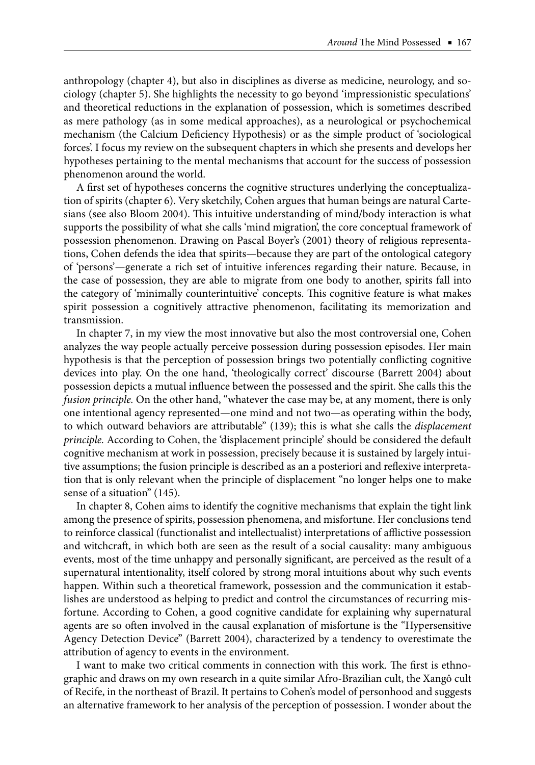anthropology (chapter 4), but also in disciplines as diverse as medicine, neurology, and sociology (chapter 5). She highlights the necessity to go beyond 'impressionistic speculations' and theoretical reductions in the explanation of possession, which is sometimes described as mere pathology (as in some medical approaches), as a neurological or psychochemical mechanism (the Calcium Deficiency Hypothesis) or as the simple product of 'sociological forces'. I focus my review on the subsequent chapters in which she presents and develops her hypotheses pertaining to the mental mechanisms that account for the success of possession phenomenon around the world.

A first set of hypotheses concerns the cognitive structures underlying the conceptualization of spirits (chapter 6). Very sketchily, Cohen argues that human beings are natural Cartesians (see also Bloom 2004). This intuitive understanding of mind/body interaction is what supports the possibility of what she calls 'mind migration', the core conceptual framework of possession phenomenon. Drawing on Pascal Boyer's (2001) theory of religious representations, Cohen defends the idea that spirits—because they are part of the ontological category of 'persons'—generate a rich set of intuitive inferences regarding their nature. Because, in the case of possession, they are able to migrate from one body to another, spirits fall into the category of 'minimally counterintuitive' concepts. This cognitive feature is what makes spirit possession a cognitively attractive phenomenon, facilitating its memorization and transmission.

In chapter 7, in my view the most innovative but also the most controversial one, Cohen analyzes the way people actually perceive possession during possession episodes. Her main hypothesis is that the perception of possession brings two potentially conflicting cognitive devices into play. On the one hand, 'theologically correct' discourse (Barrett 2004) about possession depicts a mutual influence between the possessed and the spirit. She calls this the *fusion principle.* On the other hand, "whatever the case may be, at any moment, there is only one intentional agency represented—one mind and not two—as operating within the body, to which outward behaviors are attributable" (139); this is what she calls the *displacement principle.* According to Cohen, the 'displacement principle' should be considered the default cognitive mechanism at work in possession, precisely because it is sustained by largely intuitive assumptions; the fusion principle is described as an a posteriori and reflexive interpretation that is only relevant when the principle of displacement "no longer helps one to make sense of a situation" (145).

In chapter 8, Cohen aims to identify the cognitive mechanisms that explain the tight link among the presence of spirits, possession phenomena, and misfortune. Her conclusions tend to reinforce classical (functionalist and intellectualist) interpretations of afflictive possession and witchcraft, in which both are seen as the result of a social causality: many ambiguous events, most of the time unhappy and personally significant, are perceived as the result of a supernatural intentionality, itself colored by strong moral intuitions about why such events happen. Within such a theoretical framework, possession and the communication it establishes are understood as helping to predict and control the circumstances of recurring misfortune. According to Cohen, a good cognitive candidate for explaining why supernatural agents are so often involved in the causal explanation of misfortune is the "Hypersensitive Agency Detection Device" (Barrett 2004), characterized by a tendency to overestimate the attribution of agency to events in the environment.

I want to make two critical comments in connection with this work. The first is ethnographic and draws on my own research in a quite similar Afro-Brazilian cult, the Xangô cult of Recife, in the northeast of Brazil. It pertains to Cohen's model of personhood and suggests an alternative framework to her analysis of the perception of possession. I wonder about the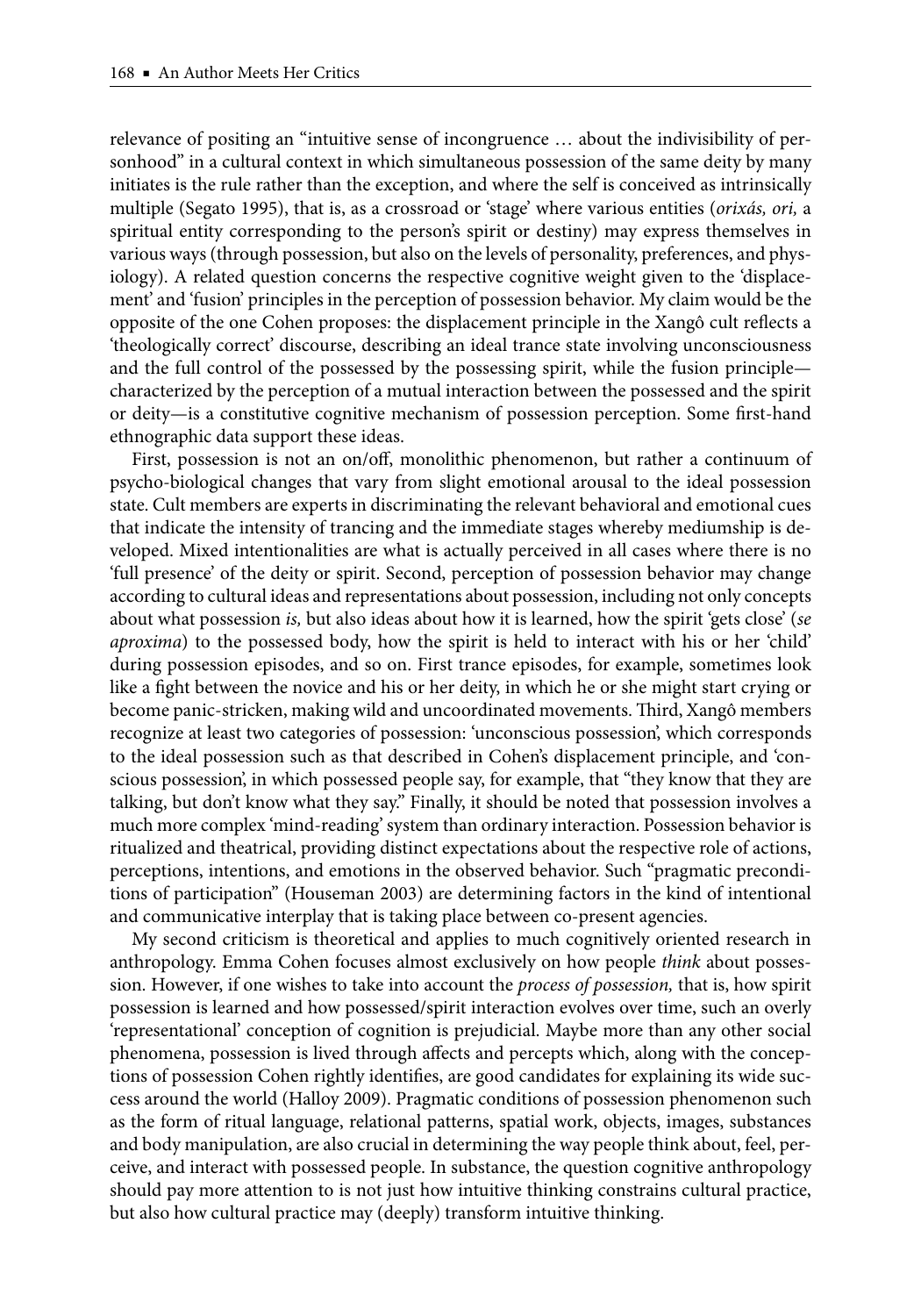relevance of positing an "intuitive sense of incongruence … about the indivisibility of personhood" in a cultural context in which simultaneous possession of the same deity by many initiates is the rule rather than the exception, and where the self is conceived as intrinsically multiple (Segato 1995), that is, as a crossroad or 'stage' where various entities (*orixás, ori,* a spiritual entity corresponding to the person's spirit or destiny) may express themselves in various ways (through possession, but also on the levels of personality, preferences, and physiology). A related question concerns the respective cognitive weight given to the 'displacement' and 'fusion' principles in the perception of possession behavior. My claim would be the opposite of the one Cohen proposes: the displacement principle in the Xangô cult reflects a 'theologically correct' discourse, describing an ideal trance state involving unconsciousness and the full control of the possessed by the possessing spirit, while the fusion principle—characterized by the perception of a mutual interaction between the possessed and the spirit or deity—is a constitutive cognitive mechanism of possession perception. Some first-hand ethnographic data support these ideas.

First, possession is not an on/off, monolithic phenomenon, but rather a continuum of psycho-biological changes that vary from slight emotional arousal to the ideal possession state. Cult members are experts in discriminating the relevant behavioral and emotional cues that indicate the intensity of trancing and the immediate stages whereby mediumship is developed. Mixed intentionalities are what is actually perceived in all cases where there is no 'full presence' of the deity or spirit. Second, perception of possession behavior may change according to cultural ideas and representations about possession, including not only concepts about what possession *is,* but also ideas about how it is learned, how the spirit 'gets close' (*se aproxima*) to the possessed body, how the spirit is held to interact with his or her 'child' during possession episodes, and so on. First trance episodes, for example, sometimes look like a fight between the novice and his or her deity, in which he or she might start crying or become panic-stricken, making wild and uncoordinated movements. Third, Xangô members recognize at least two categories of possession: 'unconscious possession', which corresponds to the ideal possession such as that described in Cohen's displacement principle, and 'conscious possession', in which possessed people say, for example, that "they know that they are talking, but don't know what they say." Finally, it should be noted that possession involves a much more complex 'mind-reading' system than ordinary interaction. Possession behavior is ritualized and theatrical, providing distinct expectations about the respective role of actions, perceptions, intentions, and emotions in the observed behavior. Such "pragmatic preconditions of participation" (Houseman 2003) are determining factors in the kind of intentional and communicative interplay that is taking place between co-present agencies.

My second criticism is theoretical and applies to much cognitively oriented research in anthropology. Emma Cohen focuses almost exclusively on how people *think* about possession. However, if one wishes to take into account the *process of possession,* that is, how spirit possession is learned and how possessed/spirit interaction evolves over time, such an overly 'representational' conception of cognition is prejudicial. Maybe more than any other social phenomena, possession is lived through affects and percepts which, along with the conceptions of possession Cohen rightly identifies, are good candidates for explaining its wide success around the world (Halloy 2009). Pragmatic conditions of possession phenomenon such as the form of ritual language, relational patterns, spatial work, objects, images, substances and body manipulation, are also crucial in determining the way people think about, feel, perceive, and interact with possessed people. In substance, the question cognitive anthropology should pay more attention to is not just how intuitive thinking constrains cultural practice, but also how cultural practice may (deeply) transform intuitive thinking.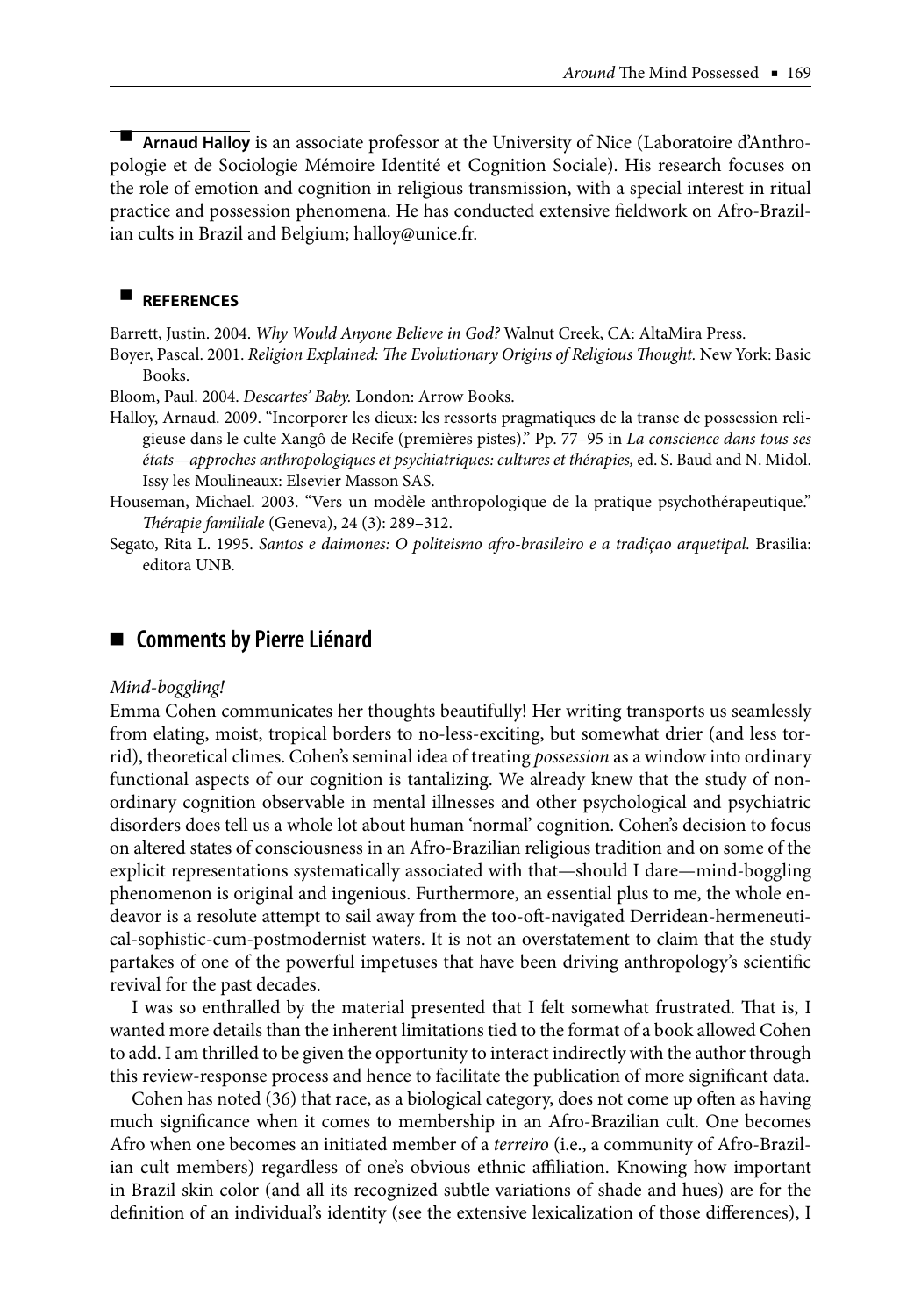**Arnaud Halloy** is an associate professor at the University of Nice (Laboratoire d'Anthropologie et de Sociologie Mémoire Identité et Cognition Sociale). His research focuses on the role of emotion and cognition in religious transmission, with a special interest in ritual practice and possession phenomena. He has conducted extensive fieldwork on Afro-Brazilian cults in Brazil and Belgium; halloy@unice.fr.

**REFERENCES**

Barrett, Justin. 2004. *Why Would Anyone Believe in God?* Walnut Creek, CA: AltaMira Press.

Boyer, Pascal. 2001. *Religion Explained: The Evolutionary Origins of Religious Thought.* New York: Basic Books.

Bloom, Paul. 2004. *Descartes' Baby.* London: Arrow Books.

Halloy, Arnaud. 2009. "Incorporer les dieux: les ressorts pragmatiques de la transe de possession religieuse dans le culte Xangô de Recife (premières pistes)." Pp. 77–95 in *La conscience dans tous ses états—approches anthropologiques et psychiatriques: cultures et thérapies,* ed. S. Baud and N. Midol. Issy les Moulineaux: Elsevier Masson SAS.

Houseman, Michael. 2003. "Vers un modèle anthropologique de la pratique psychothérapeutique." *Thérapie familiale* (Geneva), 24 (3): 289–312.

Segato, Rita L. 1995. *Santos e daimones: O politeismo afro-brasileiro e a tradiçao arquetipal.* Brasilia: editora UNB.

## Comments by Pierre Liénard

*Mind-boggling!*

Emma Cohen communicates her thoughts beautifully! Her writing transports us seamlessly from elating, moist, tropical borders to no-less-exciting, but somewhat drier (and less torrid), theoretical climes. Cohen's seminal idea of treating *possession* as a window into ordinary functional aspects of our cognition is tantalizing. We already knew that the study of non-ordinary cognition observable in mental illnesses and other psychological and psychiatric disorders does tell us a whole lot about human 'normal' cognition. Cohen's decision to focus on altered states of consciousness in an Afro-Brazilian religious tradition and on some of the explicit representations systematically associated with that—should I dare—mind-boggling phenomenon is original and ingenious. Furthermore, an essential plus to me, the whole endeavor is a resolute attempt to sail away from the too-oft-navigated Derridean-hermeneutical-sophistic-cum-postmodernist waters. It is not an overstatement to claim that the study partakes of one of the powerful impetuses that have been driving anthropology's scientific revival for the past decades.

I was so enthralled by the material presented that I felt somewhat frustrated. That is, I wanted more details than the inherent limitations tied to the format of a book allowed Cohen to add. I am thrilled to be given the opportunity to interact indirectly with the author through this review-response process and hence to facilitate the publication of more significant data.

Cohen has noted (36) that race, as a biological category, does not come up often as having much significance when it comes to membership in an Afro-Brazilian cult. One becomes Afro when one becomes an initiated member of a *terreiro* (i.e., a community of Afro-Brazilian cult members) regardless of one's obvious ethnic affiliation. Knowing how important in Brazil skin color (and all its recognized subtle variations of shade and hues) are for the definition of an individual's identity (see the extensive lexicalization of those differences), I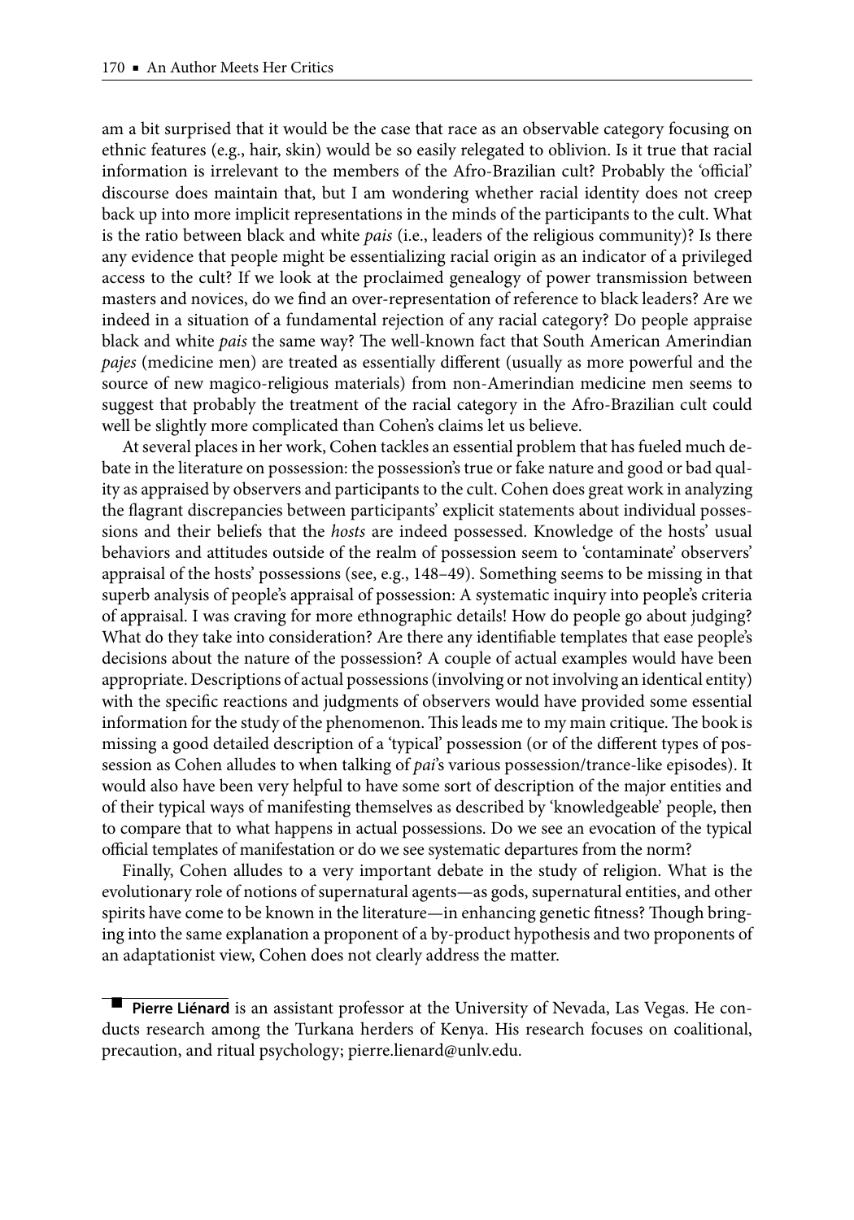am a bit surprised that it would be the case that race as an observable category focusing on ethnic features (e.g., hair, skin) would be so easily relegated to oblivion. Is it true that racial information is irrelevant to the members of the Afro-Brazilian cult? Probably the 'official' discourse does maintain that, but I am wondering whether racial identity does not creep back up into more implicit representations in the minds of the participants to the cult. What is the ratio between black and white *pais* (i.e., leaders of the religious community)? Is there any evidence that people might be essentializing racial origin as an indicator of a privileged access to the cult? If we look at the proclaimed genealogy of power transmission between masters and novices, do we find an over-representation of reference to black leaders? Are we indeed in a situation of a fundamental rejection of any racial category? Do people appraise black and white *pais* the same way? The well-known fact that South American Amerindian *pajes* (medicine men) are treated as essentially different (usually as more powerful and the source of new magico-religious materials) from non-Amerindian medicine men seems to suggest that probably the treatment of the racial category in the Afro-Brazilian cult could well be slightly more complicated than Cohen's claims let us believe.

At several places in her work, Cohen tackles an essential problem that has fueled much debate in the literature on possession: the possession's true or fake nature and good or bad quality as appraised by observers and participants to the cult. Cohen does great work in analyzing the flagrant discrepancies between participants' explicit statements about individual possessions and their beliefs that the *hosts* are indeed possessed. Knowledge of the hosts' usual behaviors and attitudes outside of the realm of possession seem to 'contaminate' observers' appraisal of the hosts' possessions (see, e.g., 148–49). Something seems to be missing in that superb analysis of people's appraisal of possession: A systematic inquiry into people's criteria of appraisal. I was craving for more ethnographic details! How do people go about judging? What do they take into consideration? Are there any identifiable templates that ease people's decisions about the nature of the possession? A couple of actual examples would have been appropriate. Descriptions of actual possessions (involving or not involving an identical entity) with the specific reactions and judgments of observers would have provided some essential information for the study of the phenomenon. This leads me to my main critique. The book is missing a good detailed description of a 'typical' possession (or of the different types of possession as Cohen alludes to when talking of *pai*'s various possession/trance-like episodes). It would also have been very helpful to have some sort of description of the major entities and of their typical ways of manifesting themselves as described by 'knowledgeable' people, then to compare that to what happens in actual possessions. Do we see an evocation of the typical official templates of manifestation or do we see systematic departures from the norm?

Finally, Cohen alludes to a very important debate in the study of religion. What is the evolutionary role of notions of supernatural agents—as gods, supernatural entities, and other spirits have come to be known in the literature—in enhancing genetic fitness? Though bringing into the same explanation a proponent of a by-product hypothesis and two proponents of an adaptationist view, Cohen does not clearly address the matter.

---

**Pierre Liénard** is an assistant professor at the University of Nevada, Las Vegas. He conducts research among the Turkana herders of Kenya. His research focuses on coalitional, precaution, and ritual psychology; pierre.lienard@unlv.edu.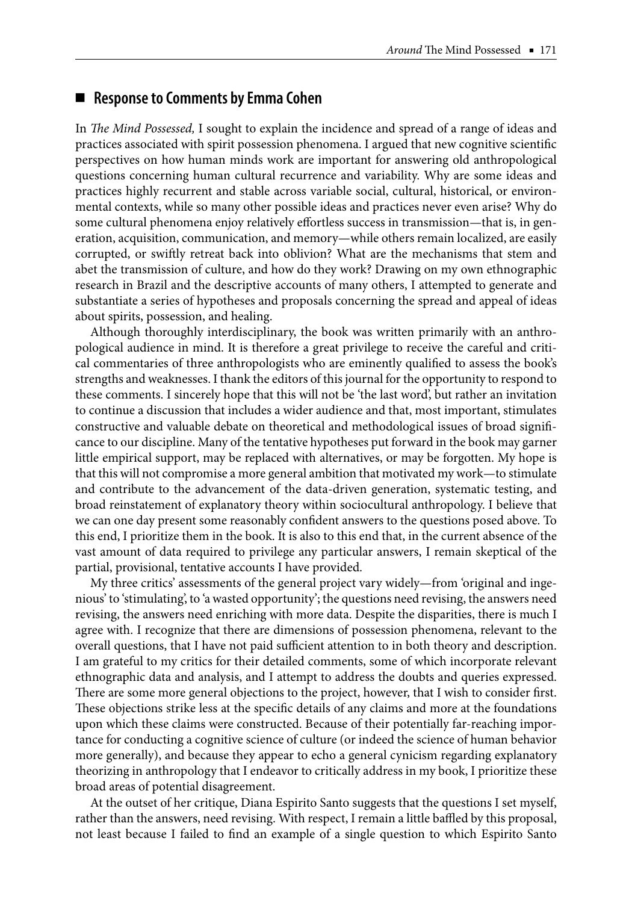## ■ Response to Comments by Emma Cohen

In *The Mind Possessed,* I sought to explain the incidence and spread of a range of ideas and practices associated with spirit possession phenomena. I argued that new cognitive scientific perspectives on how human minds work are important for answering old anthropological questions concerning human cultural recurrence and variability. Why are some ideas and practices highly recurrent and stable across variable social, cultural, historical, or environmental contexts, while so many other possible ideas and practices never even arise? Why do some cultural phenomena enjoy relatively effortless success in transmission—that is, in generation, acquisition, communication, and memory—while others remain localized, are easily corrupted, or swiftly retreat back into oblivion? What are the mechanisms that stem and abet the transmission of culture, and how do they work? Drawing on my own ethnographic research in Brazil and the descriptive accounts of many others, I attempted to generate and substantiate a series of hypotheses and proposals concerning the spread and appeal of ideas about spirits, possession, and healing.

Although thoroughly interdisciplinary, the book was written primarily with an anthropological audience in mind. It is therefore a great privilege to receive the careful and critical commentaries of three anthropologists who are eminently qualified to assess the book's strengths and weaknesses. I thank the editors of this journal for the opportunity to respond to these comments. I sincerely hope that this will not be 'the last word', but rather an invitation to continue a discussion that includes a wider audience and that, most important, stimulates constructive and valuable debate on theoretical and methodological issues of broad significance to our discipline. Many of the tentative hypotheses put forward in the book may garner little empirical support, may be replaced with alternatives, or may be forgotten. My hope is that this will not compromise a more general ambition that motivated my work—to stimulate and contribute to the advancement of the data-driven generation, systematic testing, and broad reinstatement of explanatory theory within sociocultural anthropology. I believe that we can one day present some reasonably confident answers to the questions posed above. To this end, I prioritize them in the book. It is also to this end that, in the current absence of the vast amount of data required to privilege any particular answers, I remain skeptical of the partial, provisional, tentative accounts I have provided.

My three critics' assessments of the general project vary widely—from 'original and ingenious' to 'stimulating', to 'a wasted opportunity'; the questions need revising, the answers need revising, the answers need enriching with more data. Despite the disparities, there is much I agree with. I recognize that there are dimensions of possession phenomena, relevant to the overall questions, that I have not paid sufficient attention to in both theory and description. I am grateful to my critics for their detailed comments, some of which incorporate relevant ethnographic data and analysis, and I attempt to address the doubts and queries expressed. There are some more general objections to the project, however, that I wish to consider first. These objections strike less at the specific details of any claims and more at the foundations upon which these claims were constructed. Because of their potentially far-reaching importance for conducting a cognitive science of culture (or indeed the science of human behavior more generally), and because they appear to echo a general cynicism regarding explanatory theorizing in anthropology that I endeavor to critically address in my book, I prioritize these broad areas of potential disagreement.

At the outset of her critique, Diana Espirito Santo suggests that the questions I set myself, rather than the answers, need revising. With respect, I remain a little baffled by this proposal, not least because I failed to find an example of a single question to which Espirito Santo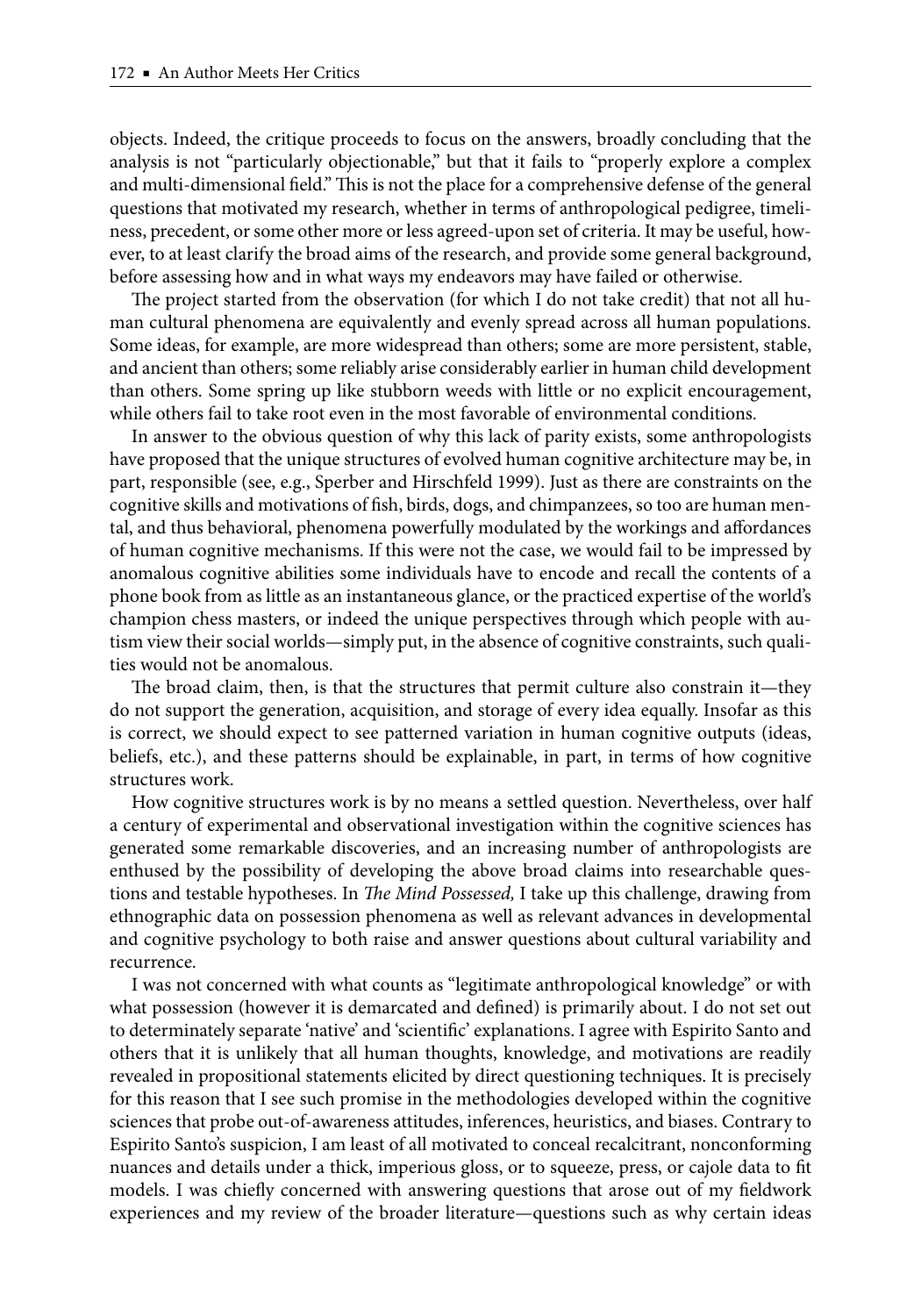objects. Indeed, the critique proceeds to focus on the answers, broadly concluding that the analysis is not "particularly objectionable," but that it fails to "properly explore a complex and multi-dimensional field." This is not the place for a comprehensive defense of the general questions that motivated my research, whether in terms of anthropological pedigree, timeliness, precedent, or some other more or less agreed-upon set of criteria. It may be useful, however, to at least clarify the broad aims of the research, and provide some general background, before assessing how and in what ways my endeavors may have failed or otherwise.

The project started from the observation (for which I do not take credit) that not all human cultural phenomena are equivalently and evenly spread across all human populations. Some ideas, for example, are more widespread than others; some are more persistent, stable, and ancient than others; some reliably arise considerably earlier in human child development than others. Some spring up like stubborn weeds with little or no explicit encouragement, while others fail to take root even in the most favorable of environmental conditions.

In answer to the obvious question of why this lack of parity exists, some anthropologists have proposed that the unique structures of evolved human cognitive architecture may be, in part, responsible (see, e.g., Sperber and Hirschfeld 1999). Just as there are constraints on the cognitive skills and motivations of fish, birds, dogs, and chimpanzees, so too are human mental, and thus behavioral, phenomena powerfully modulated by the workings and affordances of human cognitive mechanisms. If this were not the case, we would fail to be impressed by anomalous cognitive abilities some individuals have to encode and recall the contents of a phone book from as little as an instantaneous glance, or the practiced expertise of the world's champion chess masters, or indeed the unique perspectives through which people with autism view their social worlds—simply put, in the absence of cognitive constraints, such qualities would not be anomalous.

The broad claim, then, is that the structures that permit culture also constrain it—they do not support the generation, acquisition, and storage of every idea equally. Insofar as this is correct, we should expect to see patterned variation in human cognitive outputs (ideas, beliefs, etc.), and these patterns should be explainable, in part, in terms of how cognitive structures work.

How cognitive structures work is by no means a settled question. Nevertheless, over half a century of experimental and observational investigation within the cognitive sciences has generated some remarkable discoveries, and an increasing number of anthropologists are enthused by the possibility of developing the above broad claims into researchable questions and testable hypotheses. In *The Mind Possessed,* I take up this challenge, drawing from ethnographic data on possession phenomena as well as relevant advances in developmental and cognitive psychology to both raise and answer questions about cultural variability and recurrence.

I was not concerned with what counts as "legitimate anthropological knowledge" or with what possession (however it is demarcated and defined) is primarily about. I do not set out to determinately separate 'native' and 'scientific' explanations. I agree with Espirito Santo and others that it is unlikely that all human thoughts, knowledge, and motivations are readily revealed in propositional statements elicited by direct questioning techniques. It is precisely for this reason that I see such promise in the methodologies developed within the cognitive sciences that probe out-of-awareness attitudes, inferences, heuristics, and biases. Contrary to Espirito Santo's suspicion, I am least of all motivated to conceal recalcitrant, nonconforming nuances and details under a thick, imperious gloss, or to squeeze, press, or cajole data to fit models. I was chiefly concerned with answering questions that arose out of my fieldwork experiences and my review of the broader literature—questions such as why certain ideas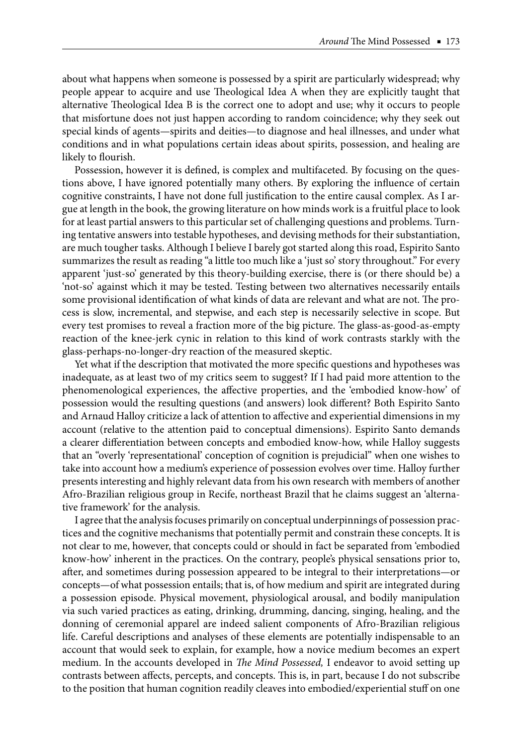about what happens when someone is possessed by a spirit are particularly widespread; why people appear to acquire and use Theological Idea A when they are explicitly taught that alternative Theological Idea B is the correct one to adopt and use; why it occurs to people that misfortune does not just happen according to random coincidence; why they seek out special kinds of agents—spirits and deities—to diagnose and heal illnesses, and under what conditions and in what populations certain ideas about spirits, possession, and healing are likely to flourish.

Possession, however it is defined, is complex and multifaceted. By focusing on the questions above, I have ignored potentially many others. By exploring the influence of certain cognitive constraints, I have not done full justification to the entire causal complex. As I argue at length in the book, the growing literature on how minds work is a fruitful place to look for at least partial answers to this particular set of challenging questions and problems. Turning tentative answers into testable hypotheses, and devising methods for their substantiation, are much tougher tasks. Although I believe I barely got started along this road, Espirito Santo summarizes the result as reading "a little too much like a 'just so' story throughout." For every apparent 'just-so' generated by this theory-building exercise, there is (or there should be) a 'not-so' against which it may be tested. Testing between two alternatives necessarily entails some provisional identification of what kinds of data are relevant and what are not. The process is slow, incremental, and stepwise, and each step is necessarily selective in scope. But every test promises to reveal a fraction more of the big picture. The glass-as-good-as-empty reaction of the knee-jerk cynic in relation to this kind of work contrasts starkly with the glass-perhaps-no-longer-dry reaction of the measured skeptic.

Yet what if the description that motivated the more specific questions and hypotheses was inadequate, as at least two of my critics seem to suggest? If I had paid more attention to the phenomenological experiences, the affective properties, and the 'embodied know-how' of possession would the resulting questions (and answers) look different? Both Espirito Santo and Arnaud Halloy criticize a lack of attention to affective and experiential dimensions in my account (relative to the attention paid to conceptual dimensions). Espirito Santo demands a clearer differentiation between concepts and embodied know-how, while Halloy suggests that an "overly 'representational' conception of cognition is prejudicial" when one wishes to take into account how a medium's experience of possession evolves over time. Halloy further presents interesting and highly relevant data from his own research with members of another Afro-Brazilian religious group in Recife, northeast Brazil that he claims suggest an 'alternative framework' for the analysis.

I agree that the analysis focuses primarily on conceptual underpinnings of possession practices and the cognitive mechanisms that potentially permit and constrain these concepts. It is not clear to me, however, that concepts could or should in fact be separated from 'embodied know-how' inherent in the practices. On the contrary, people's physical sensations prior to, after, and sometimes during possession appeared to be integral to their interpretations—or concepts—of what possession entails; that is, of how medium and spirit are integrated during a possession episode. Physical movement, physiological arousal, and bodily manipulation via such varied practices as eating, drinking, drumming, dancing, singing, healing, and the donning of ceremonial apparel are indeed salient components of Afro-Brazilian religious life. Careful descriptions and analyses of these elements are potentially indispensable to an account that would seek to explain, for example, how a novice medium becomes an expert medium. In the accounts developed in *The Mind Possessed,* I endeavor to avoid setting up contrasts between affects, percepts, and concepts. This is, in part, because I do not subscribe to the position that human cognition readily cleaves into embodied/experiential stuff on one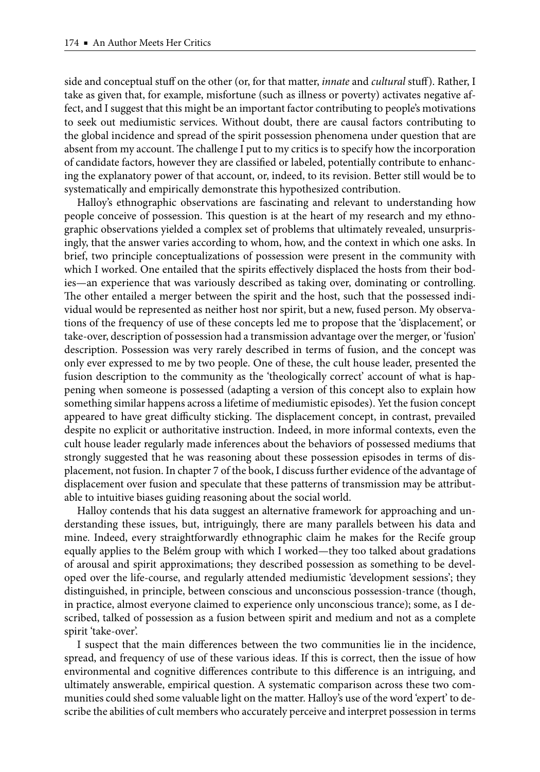side and conceptual stuff on the other (or, for that matter, *innate* and *cultural* stuff). Rather, I take as given that, for example, misfortune (such as illness or poverty) activates negative affect, and I suggest that this might be an important factor contributing to people's motivations to seek out mediumistic services. Without doubt, there are causal factors contributing to the global incidence and spread of the spirit possession phenomena under question that are absent from my account. The challenge I put to my critics is to specify how the incorporation of candidate factors, however they are classified or labeled, potentially contribute to enhancing the explanatory power of that account, or, indeed, to its revision. Better still would be to systematically and empirically demonstrate this hypothesized contribution.

Halloy's ethnographic observations are fascinating and relevant to understanding how people conceive of possession. This question is at the heart of my research and my ethnographic observations yielded a complex set of problems that ultimately revealed, unsurprisingly, that the answer varies according to whom, how, and the context in which one asks. In brief, two principle conceptualizations of possession were present in the community with which I worked. One entailed that the spirits effectively displaced the hosts from their bodies—an experience that was variously described as taking over, dominating or controlling. The other entailed a merger between the spirit and the host, such that the possessed individual would be represented as neither host nor spirit, but a new, fused person. My observations of the frequency of use of these concepts led me to propose that the 'displacement', or take-over, description of possession had a transmission advantage over the merger, or 'fusion' description. Possession was very rarely described in terms of fusion, and the concept was only ever expressed to me by two people. One of these, the cult house leader, presented the fusion description to the community as the 'theologically correct' account of what is happening when someone is possessed (adapting a version of this concept also to explain how something similar happens across a lifetime of mediumistic episodes). Yet the fusion concept appeared to have great difficulty sticking. The displacement concept, in contrast, prevailed despite no explicit or authoritative instruction. Indeed, in more informal contexts, even the cult house leader regularly made inferences about the behaviors of possessed mediums that strongly suggested that he was reasoning about these possession episodes in terms of displacement, not fusion. In chapter 7 of the book, I discuss further evidence of the advantage of displacement over fusion and speculate that these patterns of transmission may be attributable to intuitive biases guiding reasoning about the social world.

Halloy contends that his data suggest an alternative framework for approaching and understanding these issues, but, intriguingly, there are many parallels between his data and mine. Indeed, every straightforwardly ethnographic claim he makes for the Recife group equally applies to the Belém group with which I worked—they too talked about gradations of arousal and spirit approximations; they described possession as something to be developed over the life-course, and regularly attended mediumistic 'development sessions'; they distinguished, in principle, between conscious and unconscious possession-trance (though, in practice, almost everyone claimed to experience only unconscious trance); some, as I described, talked of possession as a fusion between spirit and medium and not as a complete spirit 'take-over'.

I suspect that the main differences between the two communities lie in the incidence, spread, and frequency of use of these various ideas. If this is correct, then the issue of how environmental and cognitive differences contribute to this difference is an intriguing, and ultimately answerable, empirical question. A systematic comparison across these two communities could shed some valuable light on the matter. Halloy's use of the word 'expert' to describe the abilities of cult members who accurately perceive and interpret possession in terms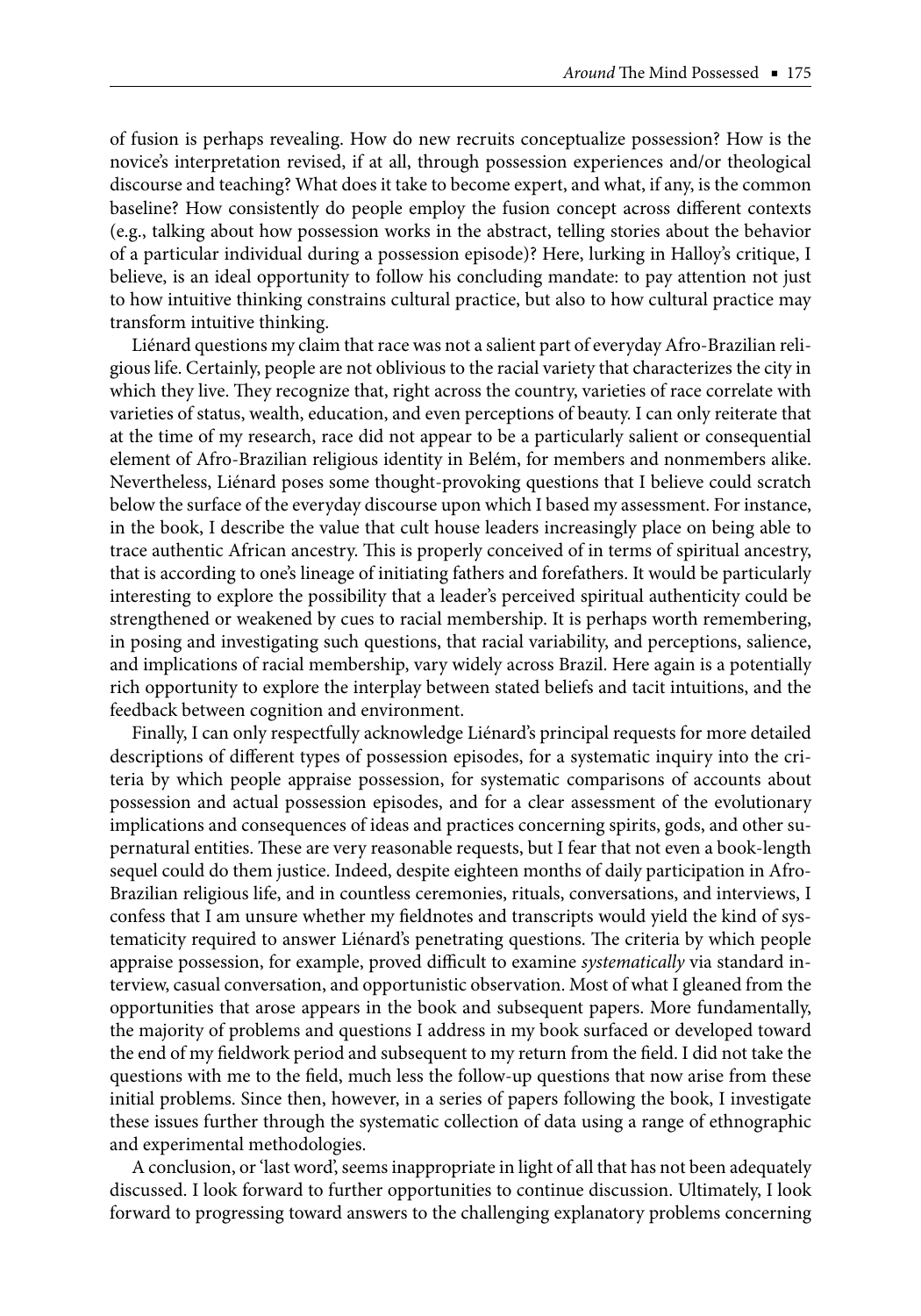of fusion is perhaps revealing. How do new recruits conceptualize possession? How is the novice's interpretation revised, if at all, through possession experiences and/or theological discourse and teaching? What does it take to become expert, and what, if any, is the common baseline? How consistently do people employ the fusion concept across different contexts (e.g., talking about how possession works in the abstract, telling stories about the behavior of a particular individual during a possession episode)? Here, lurking in Halloy's critique, I believe, is an ideal opportunity to follow his concluding mandate: to pay attention not just to how intuitive thinking constrains cultural practice, but also to how cultural practice may transform intuitive thinking.

Liénard questions my claim that race was not a salient part of everyday Afro-Brazilian religious life. Certainly, people are not oblivious to the racial variety that characterizes the city in which they live. They recognize that, right across the country, varieties of race correlate with varieties of status, wealth, education, and even perceptions of beauty. I can only reiterate that at the time of my research, race did not appear to be a particularly salient or consequential element of Afro-Brazilian religious identity in Belém, for members and nonmembers alike. Nevertheless, Liénard poses some thought-provoking questions that I believe could scratch below the surface of the everyday discourse upon which I based my assessment. For instance, in the book, I describe the value that cult house leaders increasingly place on being able to trace authentic African ancestry. This is properly conceived of in terms of spiritual ancestry, that is according to one's lineage of initiating fathers and forefathers. It would be particularly interesting to explore the possibility that a leader's perceived spiritual authenticity could be strengthened or weakened by cues to racial membership. It is perhaps worth remembering, in posing and investigating such questions, that racial variability, and perceptions, salience, and implications of racial membership, vary widely across Brazil. Here again is a potentially rich opportunity to explore the interplay between stated beliefs and tacit intuitions, and the feedback between cognition and environment.

Finally, I can only respectfully acknowledge Liénard's principal requests for more detailed descriptions of different types of possession episodes, for a systematic inquiry into the criteria by which people appraise possession, for systematic comparisons of accounts about possession and actual possession episodes, and for a clear assessment of the evolutionary implications and consequences of ideas and practices concerning spirits, gods, and other supernatural entities. These are very reasonable requests, but I fear that not even a book-length sequel could do them justice. Indeed, despite eighteen months of daily participation in Afro-Brazilian religious life, and in countless ceremonies, rituals, conversations, and interviews, I confess that I am unsure whether my fieldnotes and transcripts would yield the kind of systematicity required to answer Liénard's penetrating questions. The criteria by which people appraise possession, for example, proved difficult to examine *systematically* via standard interview, casual conversation, and opportunistic observation. Most of what I gleaned from the opportunities that arose appears in the book and subsequent papers. More fundamentally, the majority of problems and questions I address in my book surfaced or developed toward the end of my fieldwork period and subsequent to my return from the field. I did not take the questions with me to the field, much less the follow-up questions that now arise from these initial problems. Since then, however, in a series of papers following the book, I investigate these issues further through the systematic collection of data using a range of ethnographic and experimental methodologies.

A conclusion, or 'last word', seems inappropriate in light of all that has not been adequately discussed. I look forward to further opportunities to continue discussion. Ultimately, I look forward to progressing toward answers to the challenging explanatory problems concerning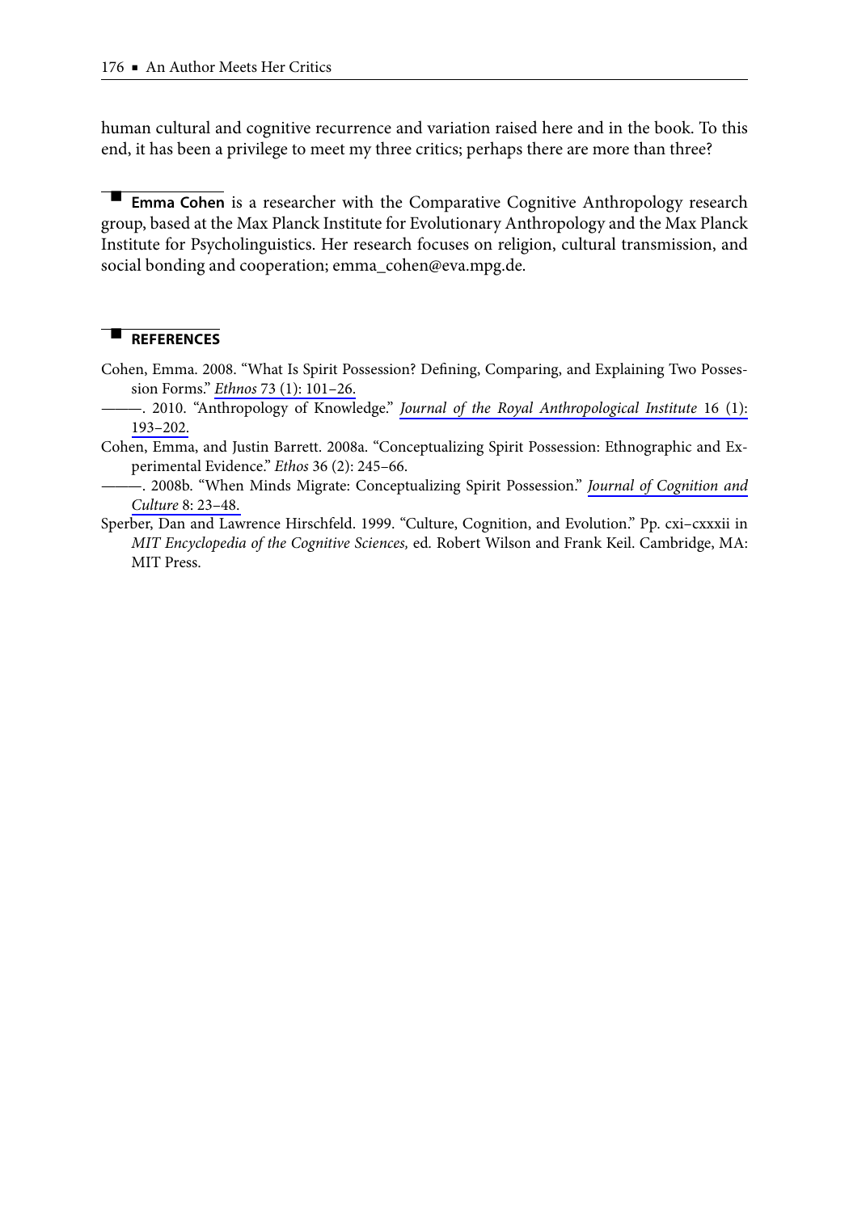human cultural and cognitive recurrence and variation raised here and in the book. To this end, it has been a privilege to meet my three critics; perhaps there are more than three?

**Emma Cohen** is a researcher with the Comparative Cognitive Anthropology research group, based at the Max Planck Institute for Evolutionary Anthropology and the Max Planck Institute for Psycholinguistics. Her research focuses on religion, cultural transmission, and social bonding and cooperation; emma_cohen@eva.mpg.de.

## REFERENCES

Cohen, Emma. 2008. "What Is Spirit Possession? Defining, Comparing, and Explaining Two Possession Forms." *Ethnos* 73 (1): 101–26.

———. 2010. "Anthropology of Knowledge." *Journal of the Royal Anthropological Institute* 16 (1): 193–202.

Cohen, Emma, and Justin Barrett. 2008a. "Conceptualizing Spirit Possession: Ethnographic and Experimental Evidence." *Ethos* 36 (2): 245–66.

———. 2008b. "When Minds Migrate: Conceptualizing Spirit Possession." *Journal of Cognition and Culture* 8: 23–48.

Sperber, Dan and Lawrence Hirschfeld. 1999. "Culture, Cognition, and Evolution." Pp. cxi–cxxxii in *MIT Encyclopedia of the Cognitive Sciences,* ed. Robert Wilson and Frank Keil. Cambridge, MA: MIT Press.